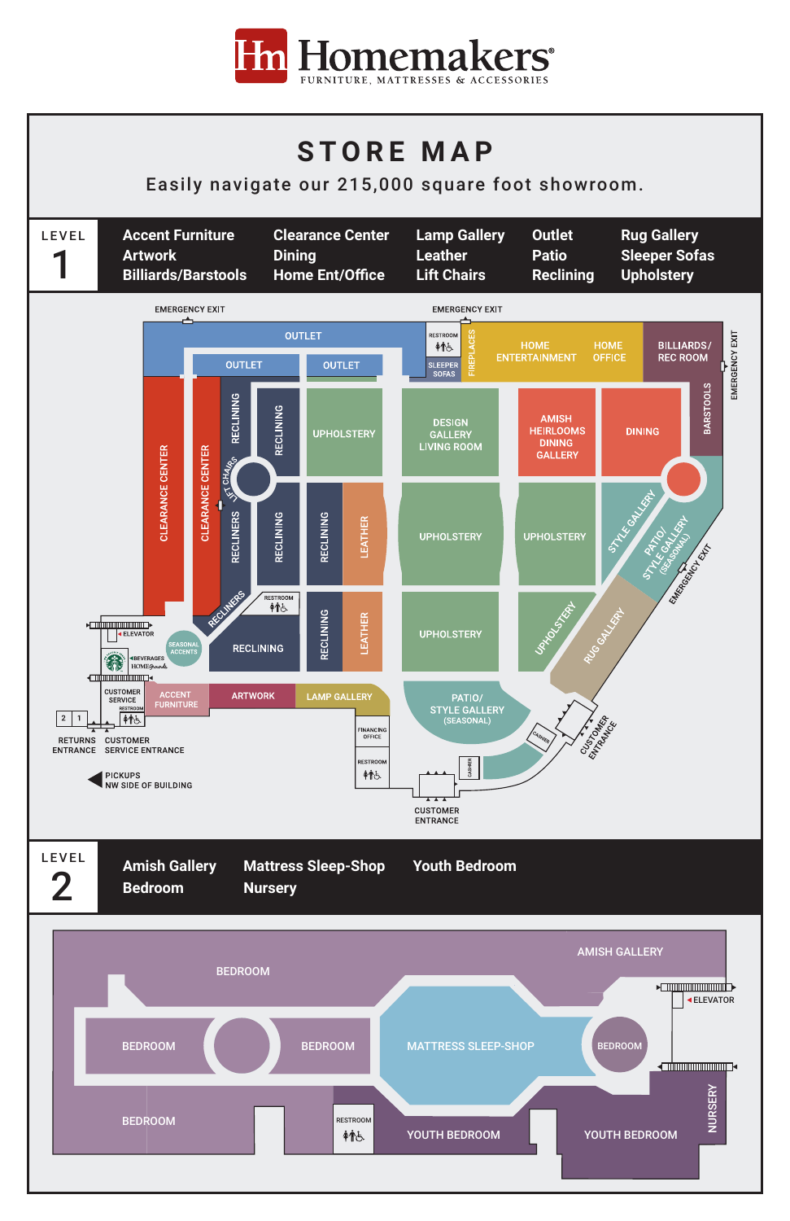# Homemakers

FURNITURE, MATTRESSES & ACCESSORIES

## STORE MAP

Easily navigate our 215,000 square foot showroom.

## LEVEL 1

- Accent Furniture
- Artwork
- Billiards/Barstools
- Clearance Center
- Dining
- Home Ent/Office
- Lamp Gallery
- Leather
- Lift Chairs
- Outlet
- Patio
- Reclining
- Rug Gallery
- Sleeper Sofas
- Upholstery

EMERGENCY EXIT

EMERGENCY EXIT

OUTLET

OUTLET

OUTLET

RESTROOM

SLEEPER SOFAS

FIREPLACES

HOME ENTERTAINMENT

HOME OFFICE

BILLIARDS/ REC ROOM

EMERGENCY EXIT

BARSTOOLS

CLEARANCE CENTER

CLEARANCE CENTER

RECLINING

RECLINING

UPHOLSTERY

DESIGN GALLERY LIVING ROOM

AMISH HEIRLOOMS DINING GALLERY

DINING

LIFT CHAIRS

RECLINERS

RECLINING

RECLINING

LEATHER

UPHOLSTERY

UPHOLSTERY

STYLE GALLERY

PATIO/ STYLE GALLERY (SEASONAL)

EMERGENCY EXIT

RECLINERS

RESTROOM

ELEVATOR

SEASONAL ACCENTS

BEVERAGES HOMEGrounds

RECLINING

RECLINING

LEATHER

UPHOLSTERY

UPHOLSTERY

RUG GALLERY

CUSTOMER SERVICE

RESTROOM

ACCENT FURNITURE

ARTWORK

LAMP GALLERY

PATIO/ STYLE GALLERY (SEASONAL)

CASHIER

CUSTOMER ENTRANCE

RETURNS ENTRANCE

CUSTOMER SERVICE ENTRANCE

FINANCING OFFICE

RESTROOM

CASHIER

PICKUPS NW SIDE OF BUILDING

CUSTOMER ENTRANCE

## LEVEL 2

- Amish Gallery
- Bedroom
- Mattress Sleep-Shop
- Nursery
- Youth Bedroom

BEDROOM

AMISH GALLERY

ELEVATOR

BEDROOM

BEDROOM

MATTRESS SLEEP-SHOP

BEDROOM

BEDROOM

RESTROOM

YOUTH BEDROOM

YOUTH BEDROOM

NURSERY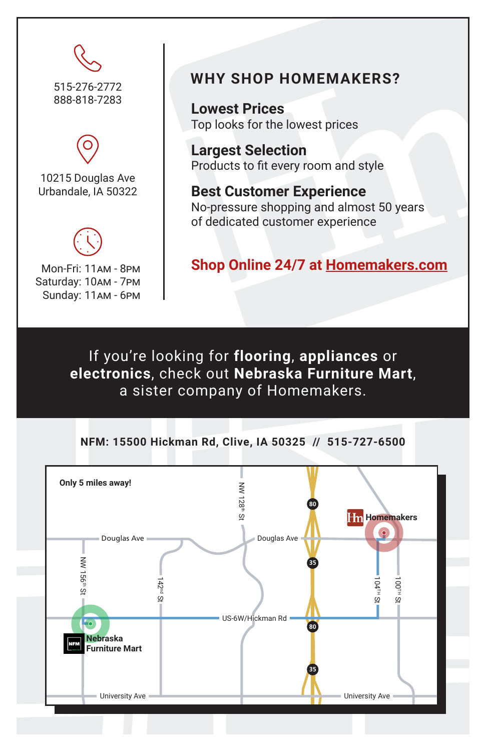515-276-2772
888-818-7283

10215 Douglas Ave
Urbandale, IA 50322

Mon-Fri: 11AM - 8PM
Saturday: 10AM - 7PM
Sunday: 11AM - 6PM

## WHY SHOP HOMEMAKERS?

**Lowest Prices**
Top looks for the lowest prices

**Largest Selection**
Products to fit every room and style

**Best Customer Experience**
No-pressure shopping and almost 50 years of dedicated customer experience

**Shop Online 24/7 at Homemakers.com**

If you're looking for **flooring**, **appliances** or **electronics**, check out **Nebraska Furniture Mart**, a sister company of Homemakers.

**NFM: 15500 Hickman Rd, Clive, IA 50325 // 515-727-6500**

**Only 5 miles away!**

Douglas Ave
NW 128th St
Douglas Ave
80
Homemakers
NW 156th St
142nd St
35
104TH St
100TH St
US-6W/Hickman Rd
80
Nebraska Furniture Mart
35
University Ave
University Ave